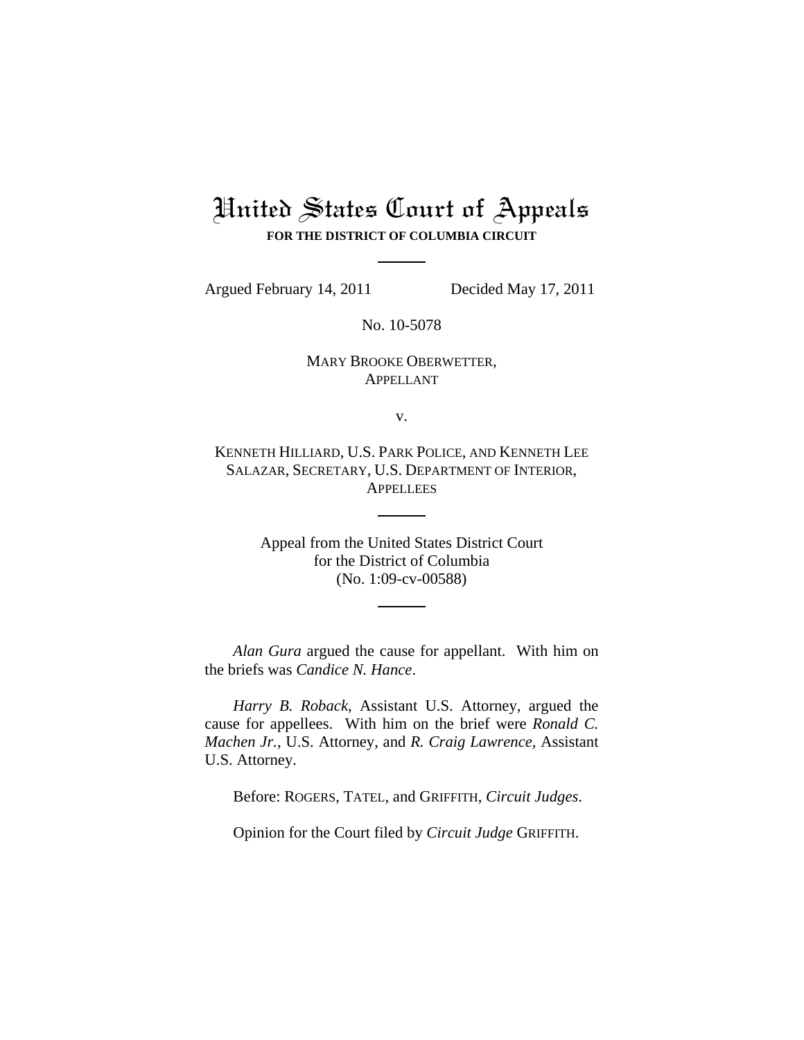# United States Court of Appeals

**FOR THE DISTRICT OF COLUMBIA CIRCUIT**

Argued February 14, 2011 Decided May 17, 2011

No. 10-5078

MARY BROOKE OBERWETTER,
APPELLANT

v.

KENNETH HILLIARD, U.S. PARK POLICE, AND KENNETH LEE SALAZAR, SECRETARY, U.S. DEPARTMENT OF INTERIOR,
APPELLEES

Appeal from the United States District Court
for the District of Columbia
(No. 1:09-cv-00588)

*Alan Gura* argued the cause for appellant. With him on the briefs was *Candice N. Hance*.

*Harry B. Roback*, Assistant U.S. Attorney, argued the cause for appellees. With him on the brief were *Ronald C. Machen Jr.*, U.S. Attorney, and *R. Craig Lawrence*, Assistant U.S. Attorney.

Before: ROGERS, TATEL, and GRIFFITH, *Circuit Judges*.

Opinion for the Court filed by *Circuit Judge* GRIFFITH.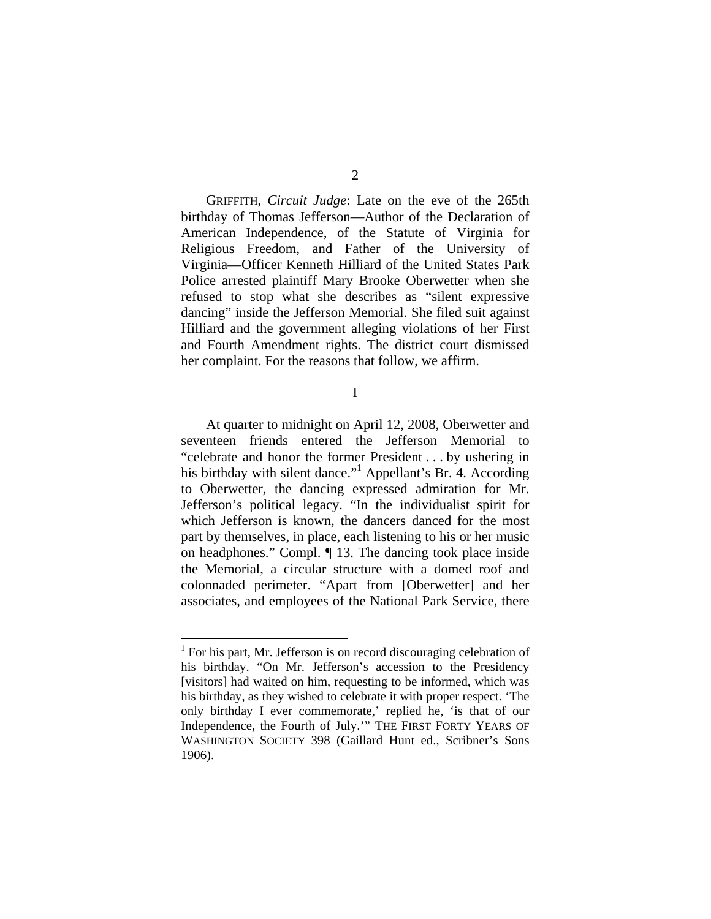GRIFFITH, *Circuit Judge*: Late on the eve of the 265th birthday of Thomas Jefferson—Author of the Declaration of American Independence, of the Statute of Virginia for Religious Freedom, and Father of the University of Virginia—Officer Kenneth Hilliard of the United States Park Police arrested plaintiff Mary Brooke Oberwetter when she refused to stop what she describes as "silent expressive dancing" inside the Jefferson Memorial. She filed suit against Hilliard and the government alleging violations of her First and Fourth Amendment rights. The district court dismissed her complaint. For the reasons that follow, we affirm.

I

At quarter to midnight on April 12, 2008, Oberwetter and seventeen friends entered the Jefferson Memorial to "celebrate and honor the former President . . . by ushering in his birthday with silent dance."[1] Appellant's Br. 4. According to Oberwetter, the dancing expressed admiration for Mr. Jefferson's political legacy. "In the individualist spirit for which Jefferson is known, the dancers danced for the most part by themselves, in place, each listening to his or her music on headphones." Compl. ¶ 13. The dancing took place inside the Memorial, a circular structure with a domed roof and colonnaded perimeter. "Apart from [Oberwetter] and her associates, and employees of the National Park Service, there

[1] For his part, Mr. Jefferson is on record discouraging celebration of his birthday. "On Mr. Jefferson's accession to the Presidency [visitors] had waited on him, requesting to be informed, which was his birthday, as they wished to celebrate it with proper respect. 'The only birthday I ever commemorate,' replied he, 'is that of our Independence, the Fourth of July.'" THE FIRST FORTY YEARS OF WASHINGTON SOCIETY 398 (Gaillard Hunt ed., Scribner's Sons 1906).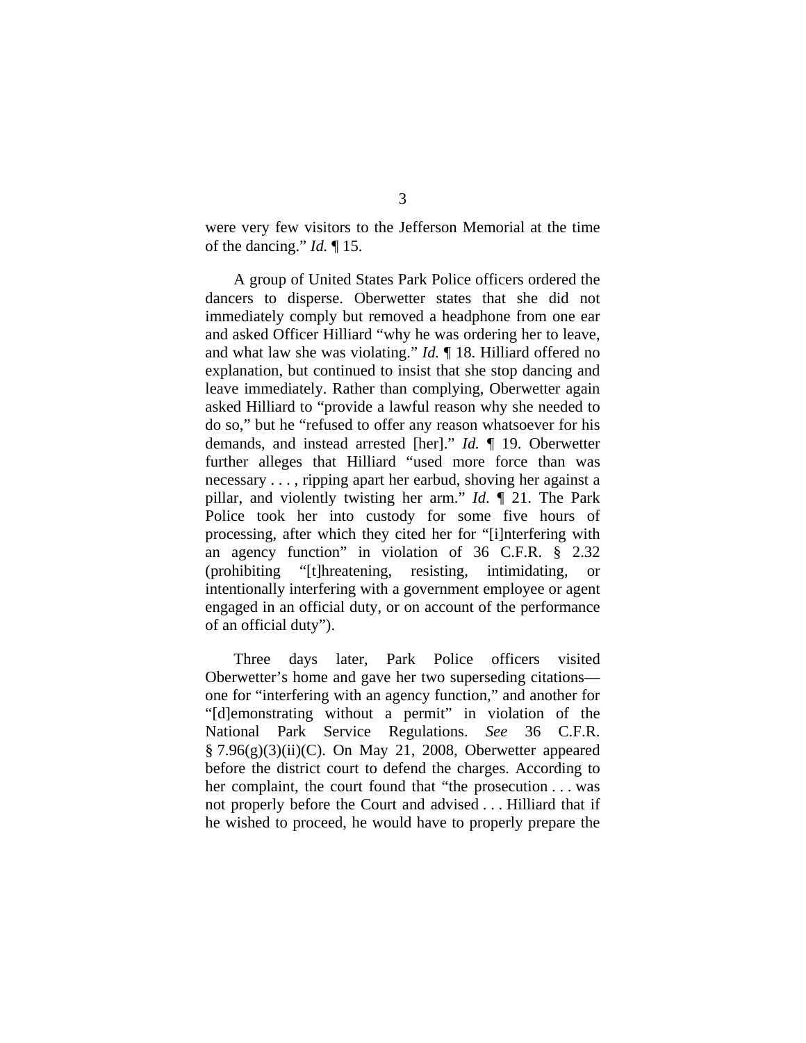were very few visitors to the Jefferson Memorial at the time of the dancing." *Id.* ¶ 15.

A group of United States Park Police officers ordered the dancers to disperse. Oberwetter states that she did not immediately comply but removed a headphone from one ear and asked Officer Hilliard "why he was ordering her to leave, and what law she was violating." *Id.* ¶ 18. Hilliard offered no explanation, but continued to insist that she stop dancing and leave immediately. Rather than complying, Oberwetter again asked Hilliard to "provide a lawful reason why she needed to do so," but he "refused to offer any reason whatsoever for his demands, and instead arrested [her]." *Id.* ¶ 19. Oberwetter further alleges that Hilliard "used more force than was necessary . . . , ripping apart her earbud, shoving her against a pillar, and violently twisting her arm." *Id.* ¶ 21. The Park Police took her into custody for some five hours of processing, after which they cited her for "[i]nterfering with an agency function" in violation of 36 C.F.R. § 2.32 (prohibiting "[t]hreatening, resisting, intimidating, or intentionally interfering with a government employee or agent engaged in an official duty, or on account of the performance of an official duty").

Three days later, Park Police officers visited Oberwetter's home and gave her two superseding citations—one for "interfering with an agency function," and another for "[d]emonstrating without a permit" in violation of the National Park Service Regulations. *See* 36 C.F.R. § 7.96(g)(3)(ii)(C). On May 21, 2008, Oberwetter appeared before the district court to defend the charges. According to her complaint, the court found that "the prosecution . . . was not properly before the Court and advised . . . Hilliard that if he wished to proceed, he would have to properly prepare the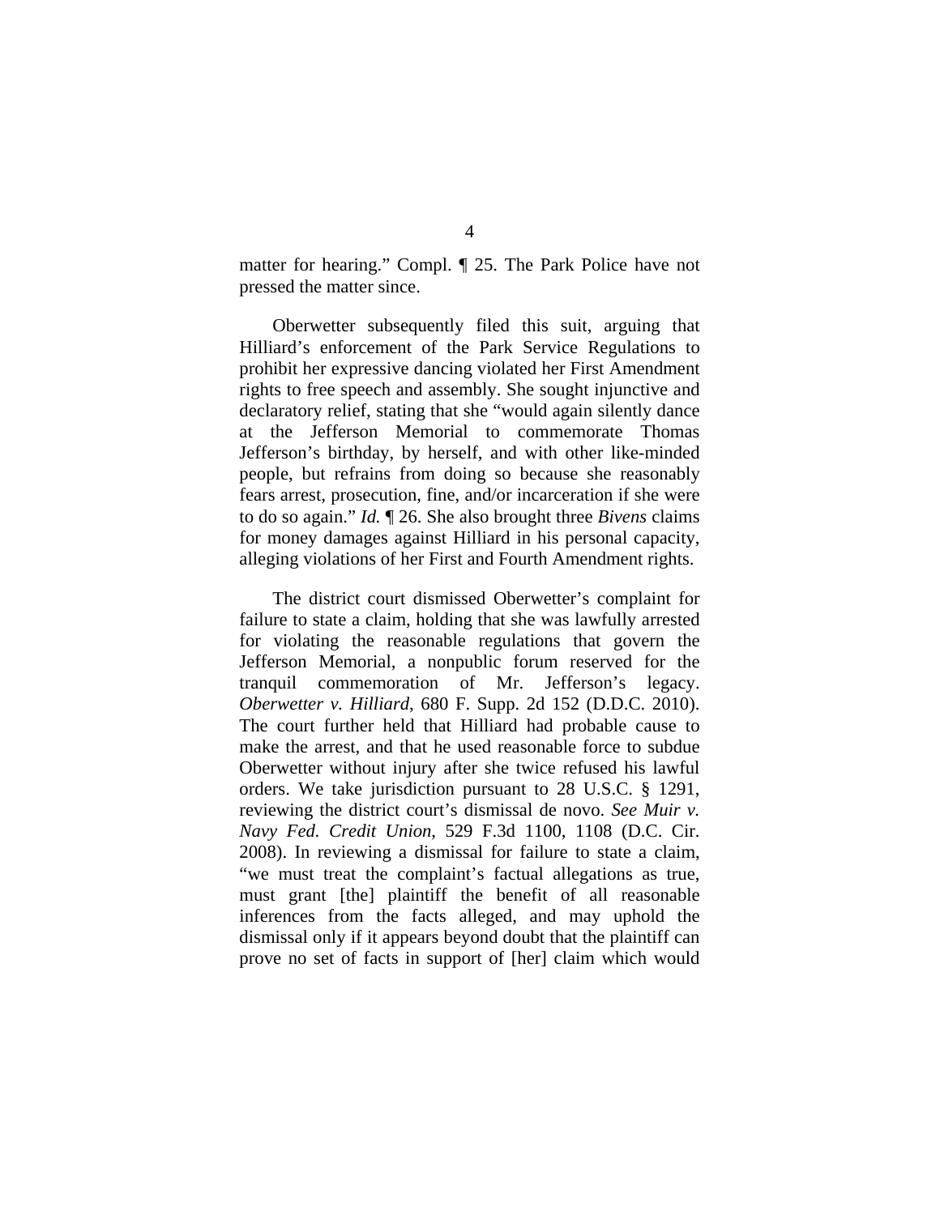matter for hearing." Compl. ¶ 25. The Park Police have not pressed the matter since.

Oberwetter subsequently filed this suit, arguing that Hilliard's enforcement of the Park Service Regulations to prohibit her expressive dancing violated her First Amendment rights to free speech and assembly. She sought injunctive and declaratory relief, stating that she "would again silently dance at the Jefferson Memorial to commemorate Thomas Jefferson's birthday, by herself, and with other like-minded people, but refrains from doing so because she reasonably fears arrest, prosecution, fine, and/or incarceration if she were to do so again." *Id.* ¶ 26. She also brought three *Bivens* claims for money damages against Hilliard in his personal capacity, alleging violations of her First and Fourth Amendment rights.

The district court dismissed Oberwetter's complaint for failure to state a claim, holding that she was lawfully arrested for violating the reasonable regulations that govern the Jefferson Memorial, a nonpublic forum reserved for the tranquil commemoration of Mr. Jefferson's legacy. *Oberwetter v. Hilliard*, 680 F. Supp. 2d 152 (D.D.C. 2010). The court further held that Hilliard had probable cause to make the arrest, and that he used reasonable force to subdue Oberwetter without injury after she twice refused his lawful orders. We take jurisdiction pursuant to 28 U.S.C. § 1291, reviewing the district court's dismissal de novo. *See Muir v. Navy Fed. Credit Union*, 529 F.3d 1100, 1108 (D.C. Cir. 2008). In reviewing a dismissal for failure to state a claim, "we must treat the complaint's factual allegations as true, must grant [the] plaintiff the benefit of all reasonable inferences from the facts alleged, and may uphold the dismissal only if it appears beyond doubt that the plaintiff can prove no set of facts in support of [her] claim which would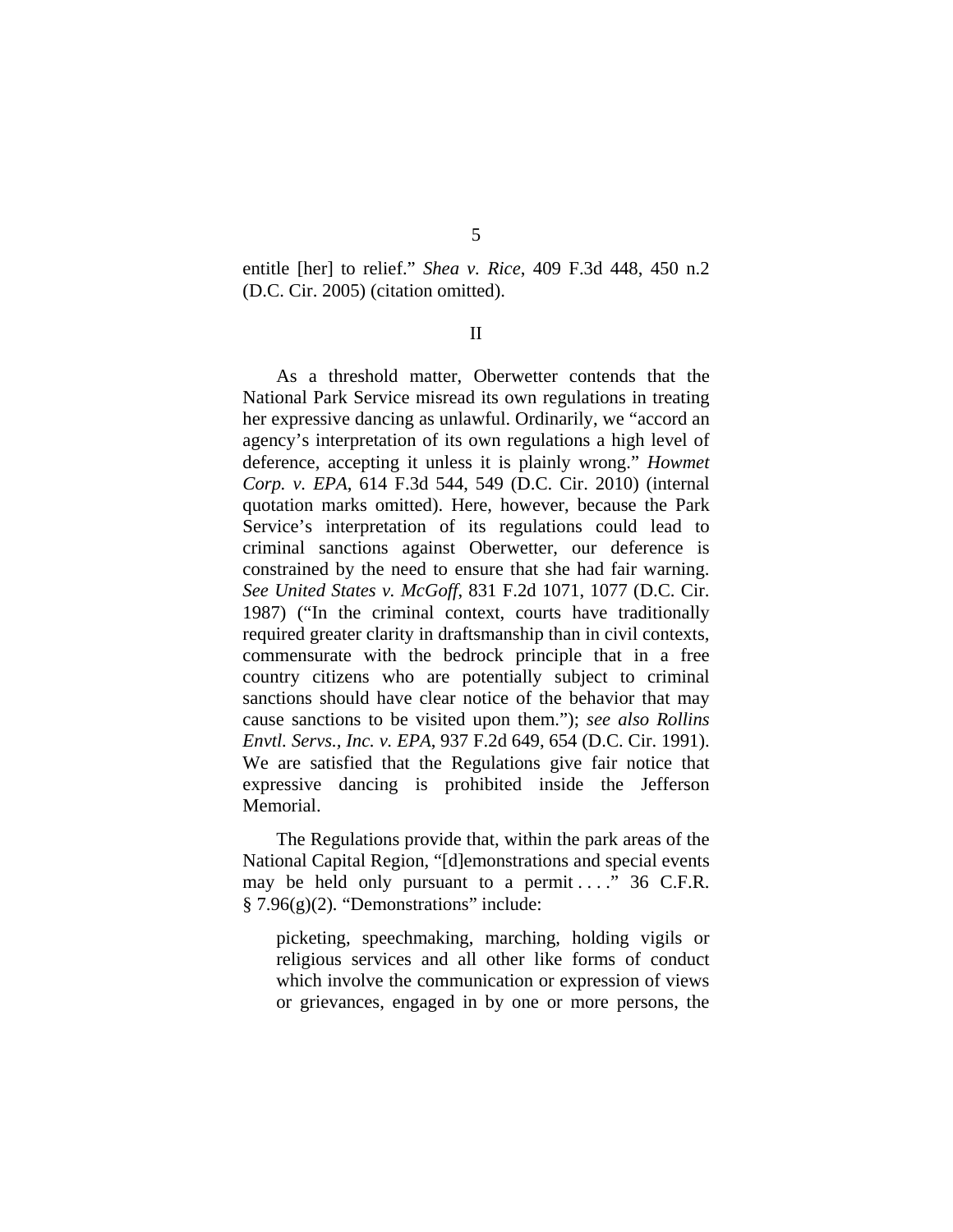entitle [her] to relief." *Shea v. Rice*, 409 F.3d 448, 450 n.2 (D.C. Cir. 2005) (citation omitted).

## II

As a threshold matter, Oberwetter contends that the National Park Service misread its own regulations in treating her expressive dancing as unlawful. Ordinarily, we "accord an agency's interpretation of its own regulations a high level of deference, accepting it unless it is plainly wrong." *Howmet Corp. v. EPA*, 614 F.3d 544, 549 (D.C. Cir. 2010) (internal quotation marks omitted). Here, however, because the Park Service's interpretation of its regulations could lead to criminal sanctions against Oberwetter, our deference is constrained by the need to ensure that she had fair warning. *See United States v. McGoff*, 831 F.2d 1071, 1077 (D.C. Cir. 1987) ("In the criminal context, courts have traditionally required greater clarity in draftsmanship than in civil contexts, commensurate with the bedrock principle that in a free country citizens who are potentially subject to criminal sanctions should have clear notice of the behavior that may cause sanctions to be visited upon them."); *see also Rollins Envtl. Servs., Inc. v. EPA*, 937 F.2d 649, 654 (D.C. Cir. 1991). We are satisfied that the Regulations give fair notice that expressive dancing is prohibited inside the Jefferson Memorial.

The Regulations provide that, within the park areas of the National Capital Region, "[d]emonstrations and special events may be held only pursuant to a permit . . . ." 36 C.F.R. § 7.96(g)(2). "Demonstrations" include:

> picketing, speechmaking, marching, holding vigils or religious services and all other like forms of conduct which involve the communication or expression of views or grievances, engaged in by one or more persons, the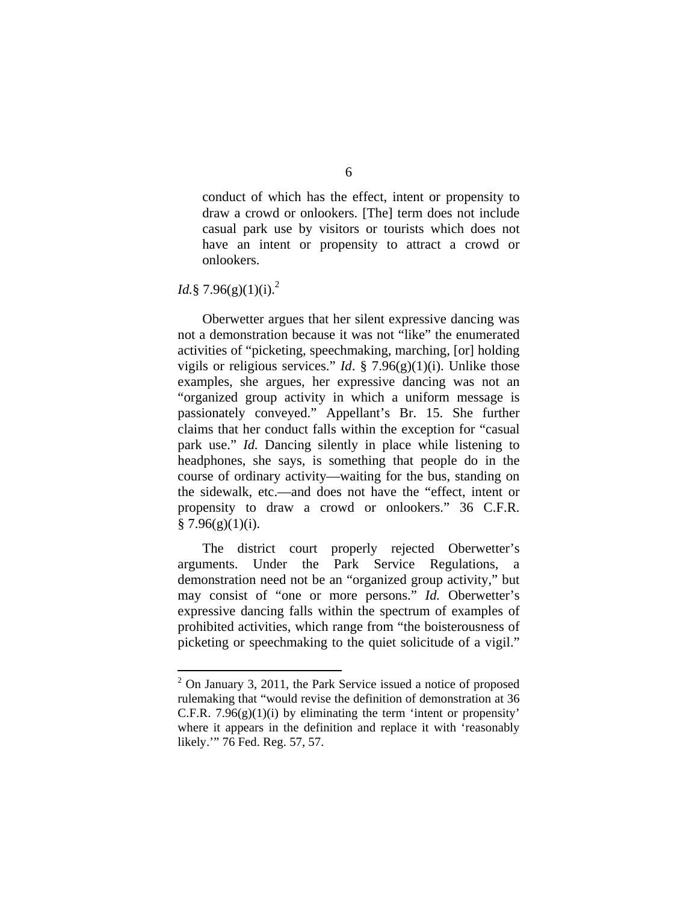> conduct of which has the effect, intent or propensity to draw a crowd or onlookers. [The] term does not include casual park use by visitors or tourists which does not have an intent or propensity to attract a crowd or onlookers.

*Id.*§ 7.96(g)(1)(i).[2]

Oberwetter argues that her silent expressive dancing was not a demonstration because it was not "like" the enumerated activities of "picketing, speechmaking, marching, [or] holding vigils or religious services." *Id*. § 7.96(g)(1)(i). Unlike those examples, she argues, her expressive dancing was not an "organized group activity in which a uniform message is passionately conveyed." Appellant's Br. 15. She further claims that her conduct falls within the exception for "casual park use." *Id.* Dancing silently in place while listening to headphones, she says, is something that people do in the course of ordinary activity—waiting for the bus, standing on the sidewalk, etc.—and does not have the "effect, intent or propensity to draw a crowd or onlookers." 36 C.F.R. § 7.96(g)(1)(i).

The district court properly rejected Oberwetter's arguments. Under the Park Service Regulations, a demonstration need not be an "organized group activity," but may consist of "one or more persons." *Id.* Oberwetter's expressive dancing falls within the spectrum of examples of prohibited activities, which range from "the boisterousness of picketing or speechmaking to the quiet solicitude of a vigil."

---

[2] On January 3, 2011, the Park Service issued a notice of proposed rulemaking that "would revise the definition of demonstration at 36 C.F.R. 7.96(g)(1)(i) by eliminating the term 'intent or propensity' where it appears in the definition and replace it with 'reasonably likely.'" 76 Fed. Reg. 57, 57.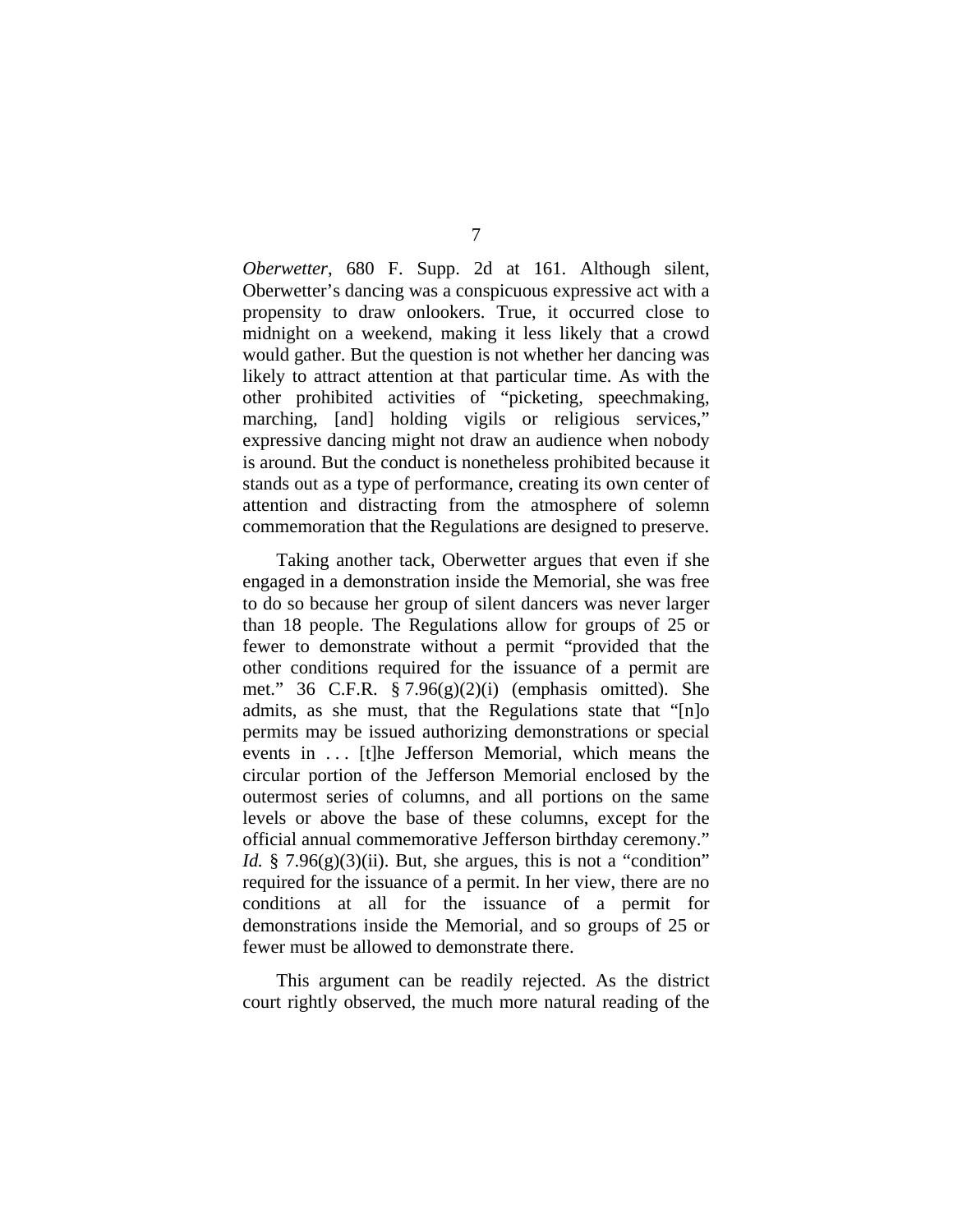*Oberwetter*, 680 F. Supp. 2d at 161. Although silent, Oberwetter's dancing was a conspicuous expressive act with a propensity to draw onlookers. True, it occurred close to midnight on a weekend, making it less likely that a crowd would gather. But the question is not whether her dancing was likely to attract attention at that particular time. As with the other prohibited activities of "picketing, speechmaking, marching, [and] holding vigils or religious services," expressive dancing might not draw an audience when nobody is around. But the conduct is nonetheless prohibited because it stands out as a type of performance, creating its own center of attention and distracting from the atmosphere of solemn commemoration that the Regulations are designed to preserve.

Taking another tack, Oberwetter argues that even if she engaged in a demonstration inside the Memorial, she was free to do so because her group of silent dancers was never larger than 18 people. The Regulations allow for groups of 25 or fewer to demonstrate without a permit "provided that the other conditions required for the issuance of a permit are met." 36 C.F.R. § 7.96(g)(2)(i) (emphasis omitted). She admits, as she must, that the Regulations state that "[n]o permits may be issued authorizing demonstrations or special events in . . . [t]he Jefferson Memorial, which means the circular portion of the Jefferson Memorial enclosed by the outermost series of columns, and all portions on the same levels or above the base of these columns, except for the official annual commemorative Jefferson birthday ceremony." *Id.* § 7.96(g)(3)(ii). But, she argues, this is not a "condition" required for the issuance of a permit. In her view, there are no conditions at all for the issuance of a permit for demonstrations inside the Memorial, and so groups of 25 or fewer must be allowed to demonstrate there.

This argument can be readily rejected. As the district court rightly observed, the much more natural reading of the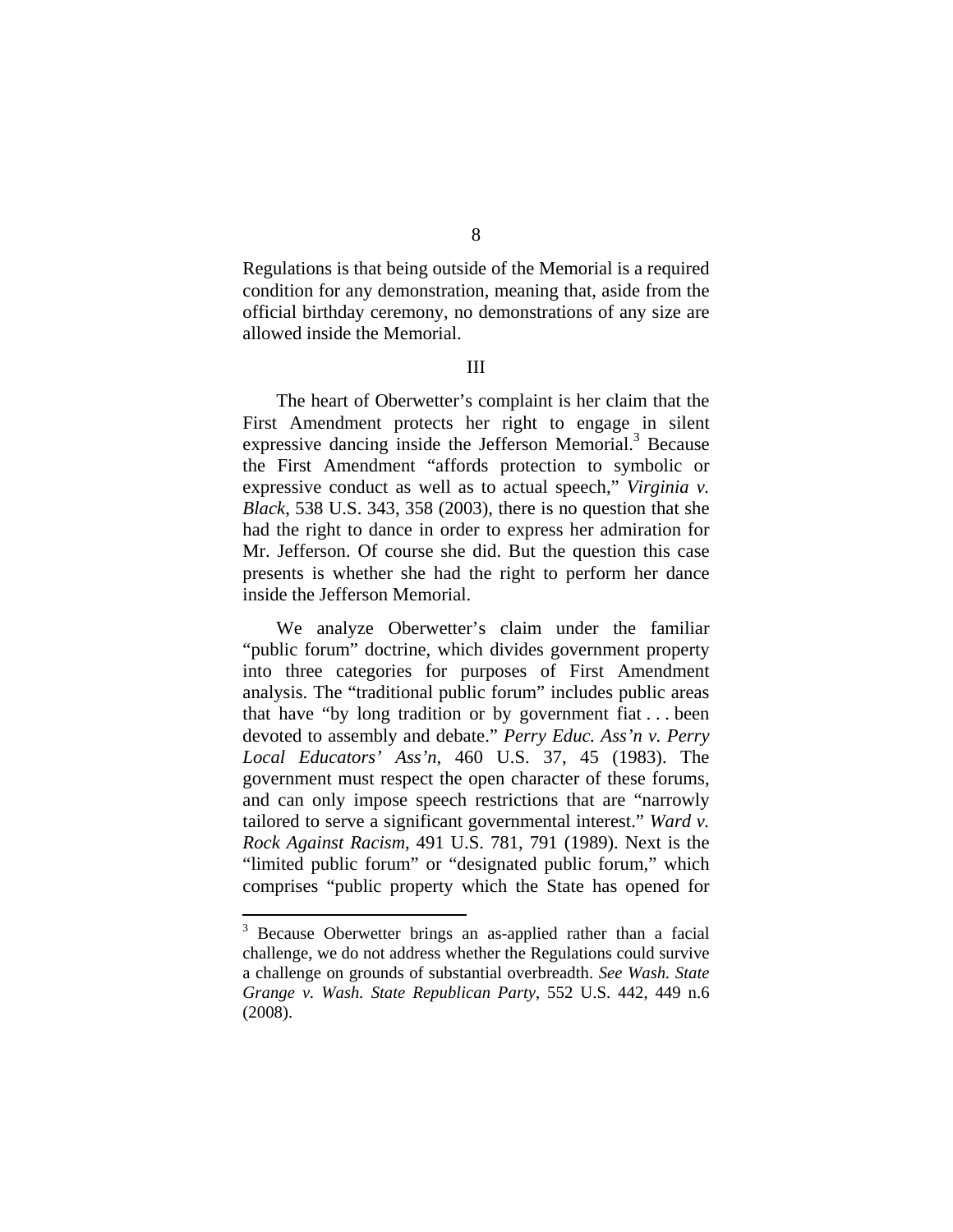Regulations is that being outside of the Memorial is a required condition for any demonstration, meaning that, aside from the official birthday ceremony, no demonstrations of any size are allowed inside the Memorial.

III

The heart of Oberwetter's complaint is her claim that the First Amendment protects her right to engage in silent expressive dancing inside the Jefferson Memorial.[3] Because the First Amendment "affords protection to symbolic or expressive conduct as well as to actual speech," *Virginia v. Black*, 538 U.S. 343, 358 (2003), there is no question that she had the right to dance in order to express her admiration for Mr. Jefferson. Of course she did. But the question this case presents is whether she had the right to perform her dance inside the Jefferson Memorial.

We analyze Oberwetter's claim under the familiar "public forum" doctrine, which divides government property into three categories for purposes of First Amendment analysis. The "traditional public forum" includes public areas that have "by long tradition or by government fiat . . . been devoted to assembly and debate." *Perry Educ. Ass'n v. Perry Local Educators' Ass'n*, 460 U.S. 37, 45 (1983). The government must respect the open character of these forums, and can only impose speech restrictions that are "narrowly tailored to serve a significant governmental interest." *Ward v. Rock Against Racism*, 491 U.S. 781, 791 (1989). Next is the "limited public forum" or "designated public forum," which comprises "public property which the State has opened for

[3] Because Oberwetter brings an as-applied rather than a facial challenge, we do not address whether the Regulations could survive a challenge on grounds of substantial overbreadth. *See Wash. State Grange v. Wash. State Republican Party*, 552 U.S. 442, 449 n.6 (2008).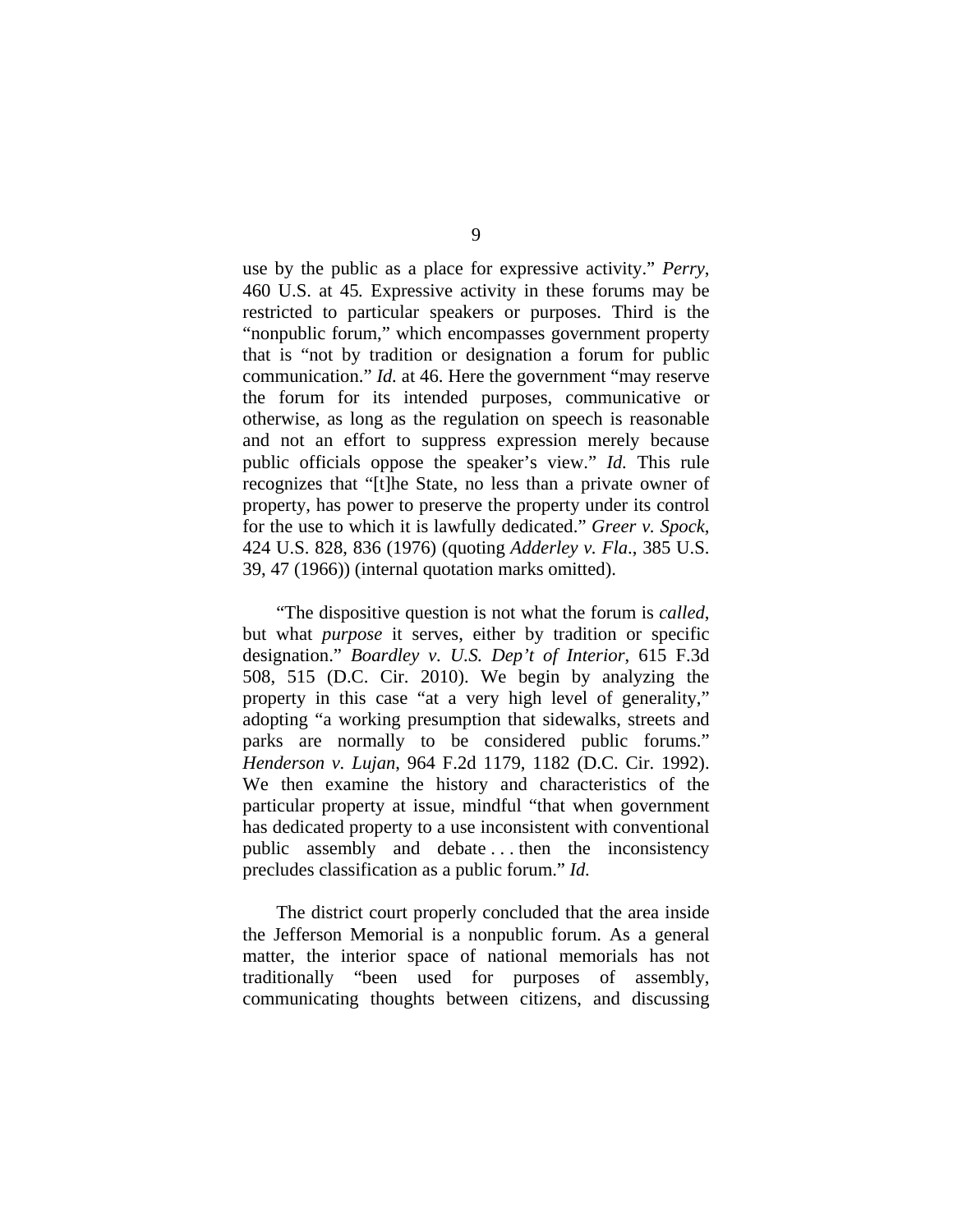use by the public as a place for expressive activity." *Perry*, 460 U.S. at 45. Expressive activity in these forums may be restricted to particular speakers or purposes. Third is the "nonpublic forum," which encompasses government property that is "not by tradition or designation a forum for public communication." *Id.* at 46. Here the government "may reserve the forum for its intended purposes, communicative or otherwise, as long as the regulation on speech is reasonable and not an effort to suppress expression merely because public officials oppose the speaker's view." *Id.* This rule recognizes that "[t]he State, no less than a private owner of property, has power to preserve the property under its control for the use to which it is lawfully dedicated." *Greer v. Spock*, 424 U.S. 828, 836 (1976) (quoting *Adderley v. Fla*., 385 U.S. 39, 47 (1966)) (internal quotation marks omitted).

"The dispositive question is not what the forum is *called*, but what *purpose* it serves, either by tradition or specific designation." *Boardley v. U.S. Dep't of Interior*, 615 F.3d 508, 515 (D.C. Cir. 2010). We begin by analyzing the property in this case "at a very high level of generality," adopting "a working presumption that sidewalks, streets and parks are normally to be considered public forums." *Henderson v. Lujan*, 964 F.2d 1179, 1182 (D.C. Cir. 1992). We then examine the history and characteristics of the particular property at issue, mindful "that when government has dedicated property to a use inconsistent with conventional public assembly and debate . . . then the inconsistency precludes classification as a public forum." *Id.*

The district court properly concluded that the area inside the Jefferson Memorial is a nonpublic forum. As a general matter, the interior space of national memorials has not traditionally "been used for purposes of assembly, communicating thoughts between citizens, and discussing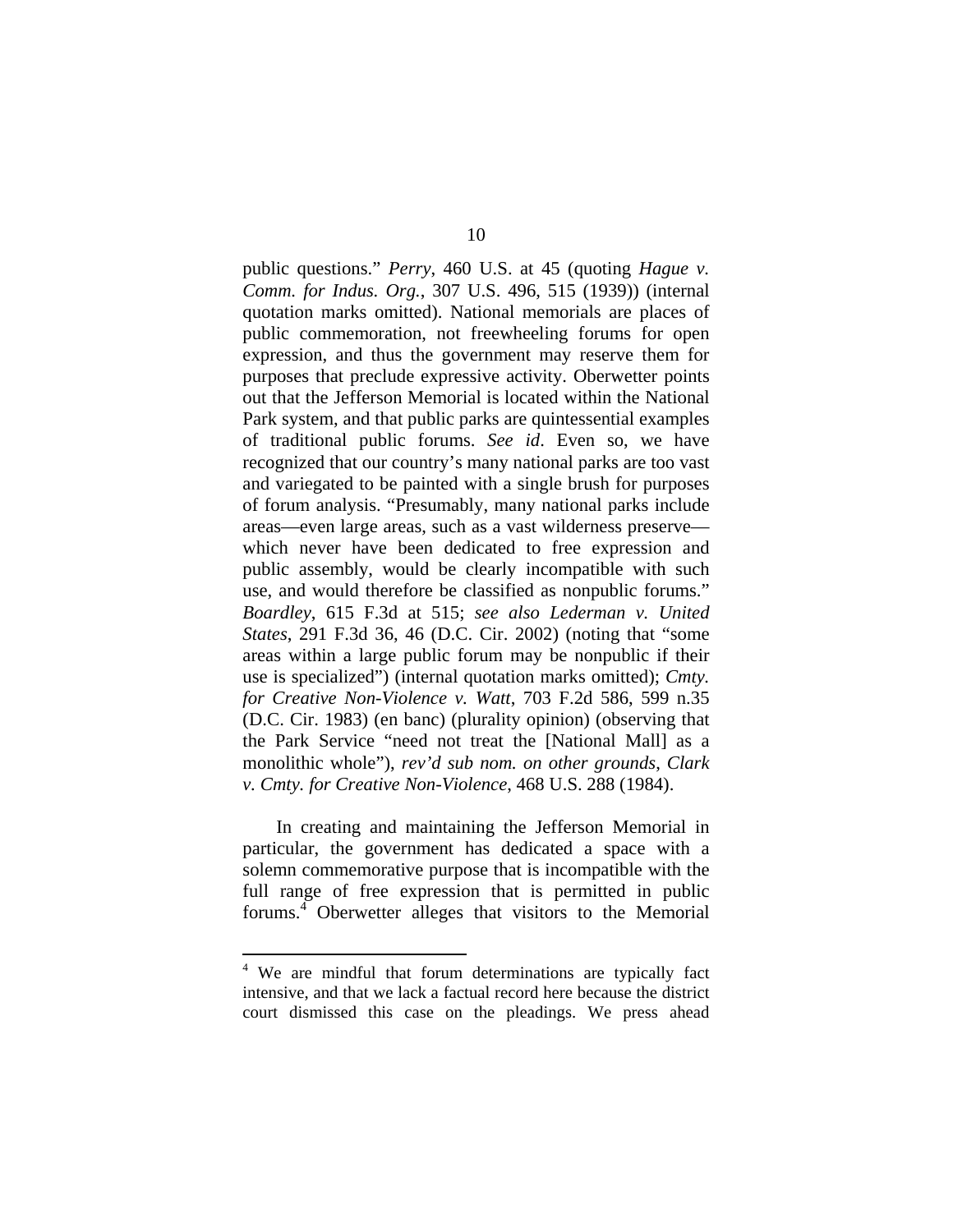public questions." *Perry*, 460 U.S. at 45 (quoting *Hague v. Comm. for Indus. Org.*, 307 U.S. 496, 515 (1939)) (internal quotation marks omitted). National memorials are places of public commemoration, not freewheeling forums for open expression, and thus the government may reserve them for purposes that preclude expressive activity. Oberwetter points out that the Jefferson Memorial is located within the National Park system, and that public parks are quintessential examples of traditional public forums. *See id*. Even so, we have recognized that our country's many national parks are too vast and variegated to be painted with a single brush for purposes of forum analysis. "Presumably, many national parks include areas—even large areas, such as a vast wilderness preserve—which never have been dedicated to free expression and public assembly, would be clearly incompatible with such use, and would therefore be classified as nonpublic forums." *Boardley*, 615 F.3d at 515; *see also Lederman v. United States*, 291 F.3d 36, 46 (D.C. Cir. 2002) (noting that "some areas within a large public forum may be nonpublic if their use is specialized") (internal quotation marks omitted); *Cmty. for Creative Non-Violence v. Watt*, 703 F.2d 586, 599 n.35 (D.C. Cir. 1983) (en banc) (plurality opinion) (observing that the Park Service "need not treat the [National Mall] as a monolithic whole"), *rev'd sub nom. on other grounds*, *Clark v. Cmty. for Creative Non-Violence*, 468 U.S. 288 (1984).

In creating and maintaining the Jefferson Memorial in particular, the government has dedicated a space with a solemn commemorative purpose that is incompatible with the full range of free expression that is permitted in public forums.[4] Oberwetter alleges that visitors to the Memorial

[4] We are mindful that forum determinations are typically fact intensive, and that we lack a factual record here because the district court dismissed this case on the pleadings. We press ahead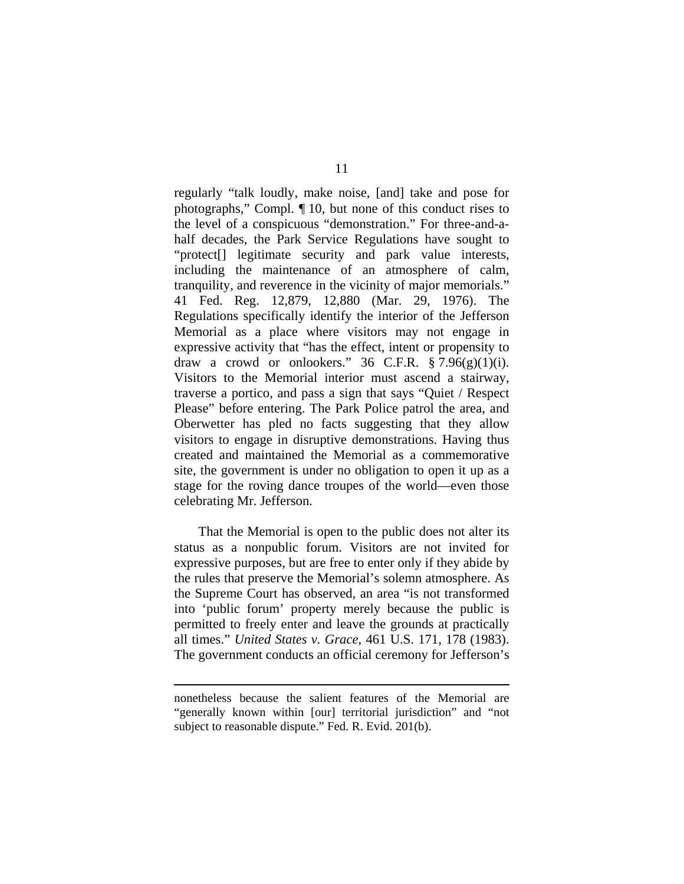regularly "talk loudly, make noise, [and] take and pose for photographs," Compl. ¶ 10, but none of this conduct rises to the level of a conspicuous "demonstration." For three-and-a-half decades, the Park Service Regulations have sought to "protect[] legitimate security and park value interests, including the maintenance of an atmosphere of calm, tranquility, and reverence in the vicinity of major memorials." 41 Fed. Reg. 12,879, 12,880 (Mar. 29, 1976). The Regulations specifically identify the interior of the Jefferson Memorial as a place where visitors may not engage in expressive activity that "has the effect, intent or propensity to draw a crowd or onlookers." 36 C.F.R. § 7.96(g)(1)(i). Visitors to the Memorial interior must ascend a stairway, traverse a portico, and pass a sign that says "Quiet / Respect Please" before entering. The Park Police patrol the area, and Oberwetter has pled no facts suggesting that they allow visitors to engage in disruptive demonstrations. Having thus created and maintained the Memorial as a commemorative site, the government is under no obligation to open it up as a stage for the roving dance troupes of the world—even those celebrating Mr. Jefferson.

That the Memorial is open to the public does not alter its status as a nonpublic forum. Visitors are not invited for expressive purposes, but are free to enter only if they abide by the rules that preserve the Memorial's solemn atmosphere. As the Supreme Court has observed, an area "is not transformed into 'public forum' property merely because the public is permitted to freely enter and leave the grounds at practically all times." *United States v. Grace*, 461 U.S. 171, 178 (1983). The government conducts an official ceremony for Jefferson's

---

nonetheless because the salient features of the Memorial are "generally known within [our] territorial jurisdiction" and "not subject to reasonable dispute." Fed. R. Evid. 201(b).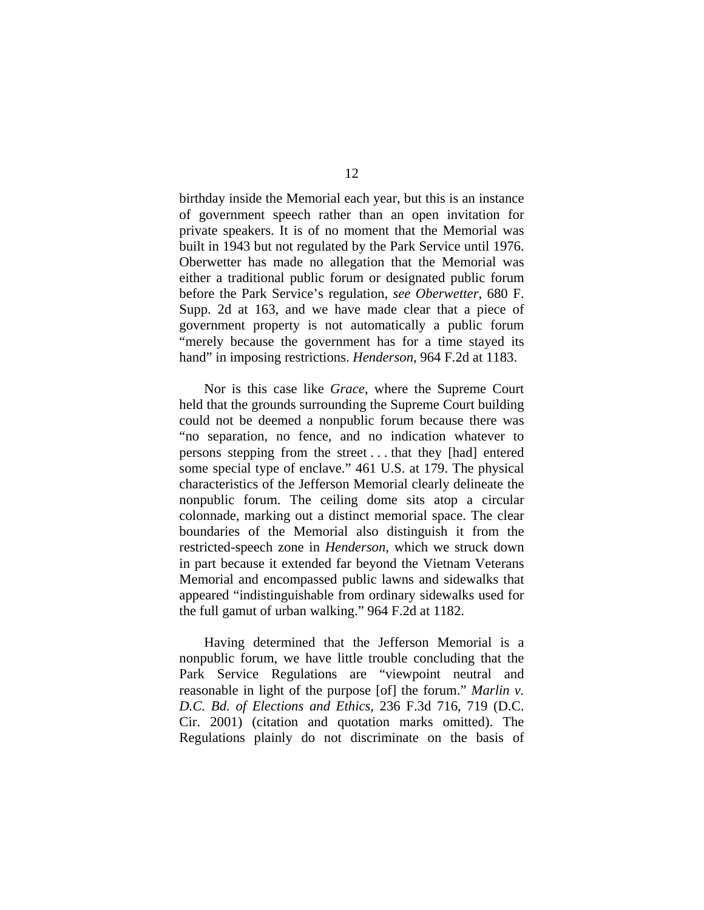birthday inside the Memorial each year, but this is an instance of government speech rather than an open invitation for private speakers. It is of no moment that the Memorial was built in 1943 but not regulated by the Park Service until 1976. Oberwetter has made no allegation that the Memorial was either a traditional public forum or designated public forum before the Park Service's regulation, *see Oberwetter*, 680 F. Supp. 2d at 163, and we have made clear that a piece of government property is not automatically a public forum "merely because the government has for a time stayed its hand" in imposing restrictions. *Henderson*, 964 F.2d at 1183.

Nor is this case like *Grace*, where the Supreme Court held that the grounds surrounding the Supreme Court building could not be deemed a nonpublic forum because there was "no separation, no fence, and no indication whatever to persons stepping from the street . . . that they [had] entered some special type of enclave." 461 U.S. at 179. The physical characteristics of the Jefferson Memorial clearly delineate the nonpublic forum. The ceiling dome sits atop a circular colonnade, marking out a distinct memorial space. The clear boundaries of the Memorial also distinguish it from the restricted-speech zone in *Henderson*, which we struck down in part because it extended far beyond the Vietnam Veterans Memorial and encompassed public lawns and sidewalks that appeared "indistinguishable from ordinary sidewalks used for the full gamut of urban walking." 964 F.2d at 1182.

Having determined that the Jefferson Memorial is a nonpublic forum, we have little trouble concluding that the Park Service Regulations are "viewpoint neutral and reasonable in light of the purpose [of] the forum." *Marlin v. D.C. Bd. of Elections and Ethics*, 236 F.3d 716, 719 (D.C. Cir. 2001) (citation and quotation marks omitted). The Regulations plainly do not discriminate on the basis of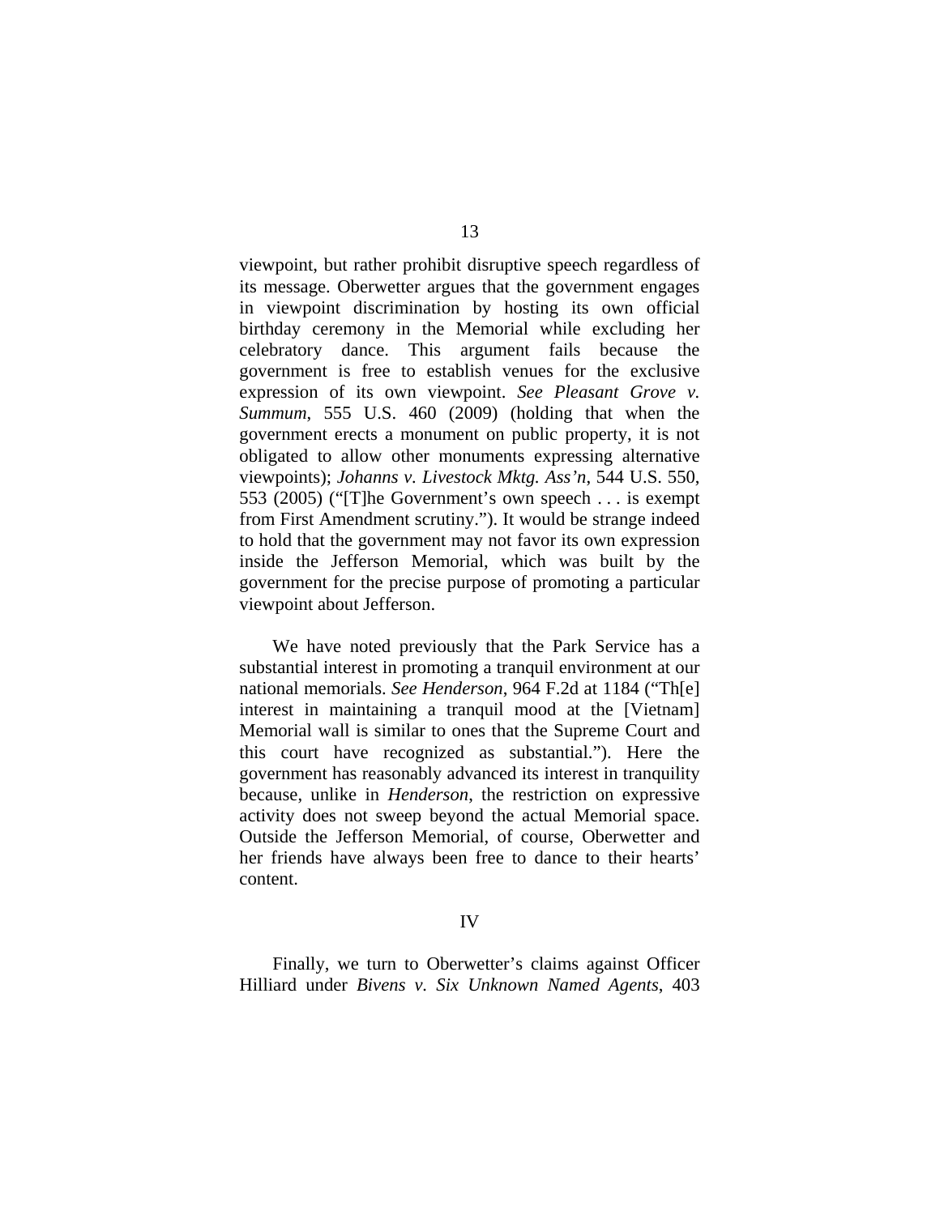viewpoint, but rather prohibit disruptive speech regardless of its message. Oberwetter argues that the government engages in viewpoint discrimination by hosting its own official birthday ceremony in the Memorial while excluding her celebratory dance. This argument fails because the government is free to establish venues for the exclusive expression of its own viewpoint. *See Pleasant Grove v. Summum*, 555 U.S. 460 (2009) (holding that when the government erects a monument on public property, it is not obligated to allow other monuments expressing alternative viewpoints); *Johanns v. Livestock Mktg. Ass'n*, 544 U.S. 550, 553 (2005) ("[T]he Government's own speech . . . is exempt from First Amendment scrutiny."). It would be strange indeed to hold that the government may not favor its own expression inside the Jefferson Memorial, which was built by the government for the precise purpose of promoting a particular viewpoint about Jefferson.

We have noted previously that the Park Service has a substantial interest in promoting a tranquil environment at our national memorials. *See Henderson*, 964 F.2d at 1184 ("Th[e] interest in maintaining a tranquil mood at the [Vietnam] Memorial wall is similar to ones that the Supreme Court and this court have recognized as substantial."). Here the government has reasonably advanced its interest in tranquility because, unlike in *Henderson*, the restriction on expressive activity does not sweep beyond the actual Memorial space. Outside the Jefferson Memorial, of course, Oberwetter and her friends have always been free to dance to their hearts' content.

## IV

Finally, we turn to Oberwetter's claims against Officer Hilliard under *Bivens v. Six Unknown Named Agents*, 403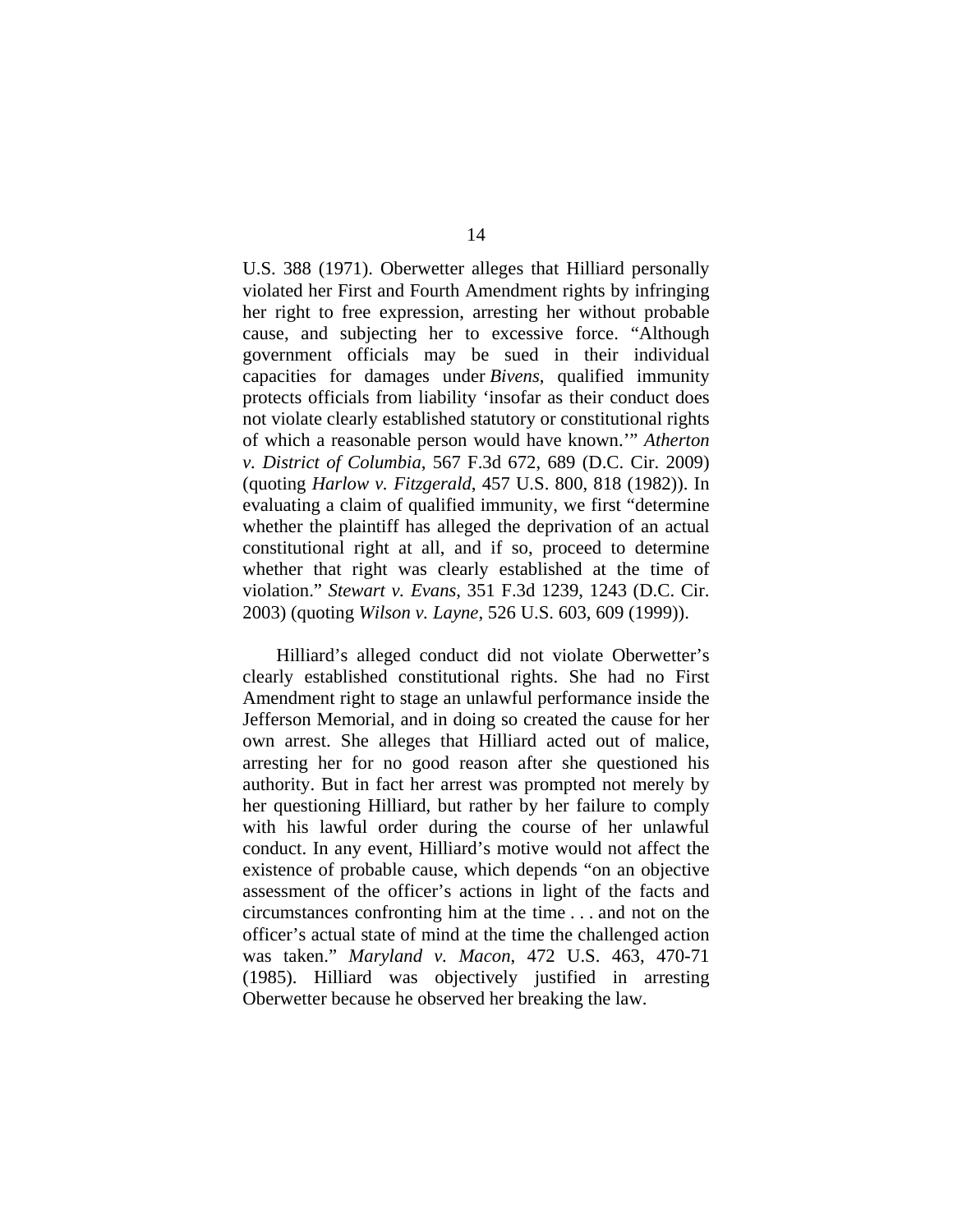U.S. 388 (1971). Oberwetter alleges that Hilliard personally violated her First and Fourth Amendment rights by infringing her right to free expression, arresting her without probable cause, and subjecting her to excessive force. "Although government officials may be sued in their individual capacities for damages under *Bivens*, qualified immunity protects officials from liability 'insofar as their conduct does not violate clearly established statutory or constitutional rights of which a reasonable person would have known.'" *Atherton v. District of Columbia*, 567 F.3d 672, 689 (D.C. Cir. 2009) (quoting *Harlow v. Fitzgerald*, 457 U.S. 800, 818 (1982)). In evaluating a claim of qualified immunity, we first "determine whether the plaintiff has alleged the deprivation of an actual constitutional right at all, and if so, proceed to determine whether that right was clearly established at the time of violation." *Stewart v. Evans*, 351 F.3d 1239, 1243 (D.C. Cir. 2003) (quoting *Wilson v. Layne*, 526 U.S. 603, 609 (1999)).

Hilliard's alleged conduct did not violate Oberwetter's clearly established constitutional rights. She had no First Amendment right to stage an unlawful performance inside the Jefferson Memorial, and in doing so created the cause for her own arrest. She alleges that Hilliard acted out of malice, arresting her for no good reason after she questioned his authority. But in fact her arrest was prompted not merely by her questioning Hilliard, but rather by her failure to comply with his lawful order during the course of her unlawful conduct. In any event, Hilliard's motive would not affect the existence of probable cause, which depends "on an objective assessment of the officer's actions in light of the facts and circumstances confronting him at the time . . . and not on the officer's actual state of mind at the time the challenged action was taken." *Maryland v. Macon*, 472 U.S. 463, 470-71 (1985). Hilliard was objectively justified in arresting Oberwetter because he observed her breaking the law.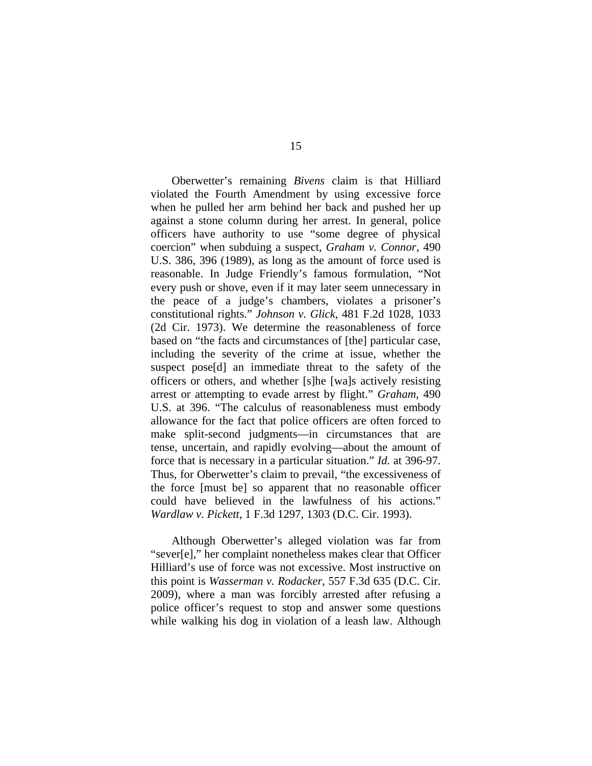Oberwetter's remaining *Bivens* claim is that Hilliard violated the Fourth Amendment by using excessive force when he pulled her arm behind her back and pushed her up against a stone column during her arrest. In general, police officers have authority to use "some degree of physical coercion" when subduing a suspect, *Graham v. Connor*, 490 U.S. 386, 396 (1989), as long as the amount of force used is reasonable. In Judge Friendly's famous formulation, "Not every push or shove, even if it may later seem unnecessary in the peace of a judge's chambers, violates a prisoner's constitutional rights." *Johnson v. Glick*, 481 F.2d 1028, 1033 (2d Cir. 1973). We determine the reasonableness of force based on "the facts and circumstances of [the] particular case, including the severity of the crime at issue, whether the suspect pose[d] an immediate threat to the safety of the officers or others, and whether [s]he [wa]s actively resisting arrest or attempting to evade arrest by flight." *Graham*, 490 U.S. at 396. "The calculus of reasonableness must embody allowance for the fact that police officers are often forced to make split-second judgments—in circumstances that are tense, uncertain, and rapidly evolving—about the amount of force that is necessary in a particular situation." *Id.* at 396-97. Thus, for Oberwetter's claim to prevail, "the excessiveness of the force [must be] so apparent that no reasonable officer could have believed in the lawfulness of his actions." *Wardlaw v. Pickett*, 1 F.3d 1297, 1303 (D.C. Cir. 1993).

Although Oberwetter's alleged violation was far from "sever[e]," her complaint nonetheless makes clear that Officer Hilliard's use of force was not excessive. Most instructive on this point is *Wasserman v. Rodacker*, 557 F.3d 635 (D.C. Cir. 2009), where a man was forcibly arrested after refusing a police officer's request to stop and answer some questions while walking his dog in violation of a leash law. Although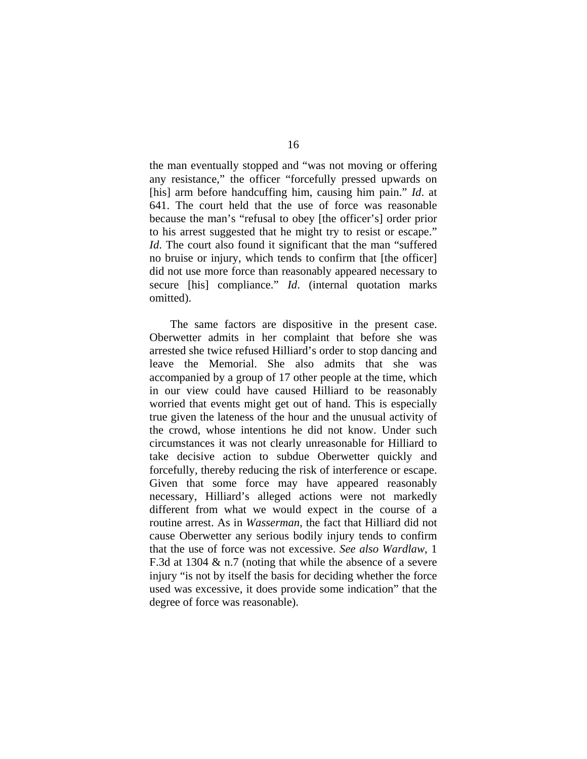the man eventually stopped and "was not moving or offering any resistance," the officer "forcefully pressed upwards on [his] arm before handcuffing him, causing him pain." *Id*. at 641. The court held that the use of force was reasonable because the man's "refusal to obey [the officer's] order prior to his arrest suggested that he might try to resist or escape." *Id*. The court also found it significant that the man "suffered no bruise or injury, which tends to confirm that [the officer] did not use more force than reasonably appeared necessary to secure [his] compliance." *Id*. (internal quotation marks omitted).

The same factors are dispositive in the present case. Oberwetter admits in her complaint that before she was arrested she twice refused Hilliard's order to stop dancing and leave the Memorial. She also admits that she was accompanied by a group of 17 other people at the time, which in our view could have caused Hilliard to be reasonably worried that events might get out of hand. This is especially true given the lateness of the hour and the unusual activity of the crowd, whose intentions he did not know. Under such circumstances it was not clearly unreasonable for Hilliard to take decisive action to subdue Oberwetter quickly and forcefully, thereby reducing the risk of interference or escape. Given that some force may have appeared reasonably necessary, Hilliard's alleged actions were not markedly different from what we would expect in the course of a routine arrest. As in *Wasserman*, the fact that Hilliard did not cause Oberwetter any serious bodily injury tends to confirm that the use of force was not excessive. *See also Wardlaw*, 1 F.3d at 1304 & n.7 (noting that while the absence of a severe injury "is not by itself the basis for deciding whether the force used was excessive, it does provide some indication" that the degree of force was reasonable).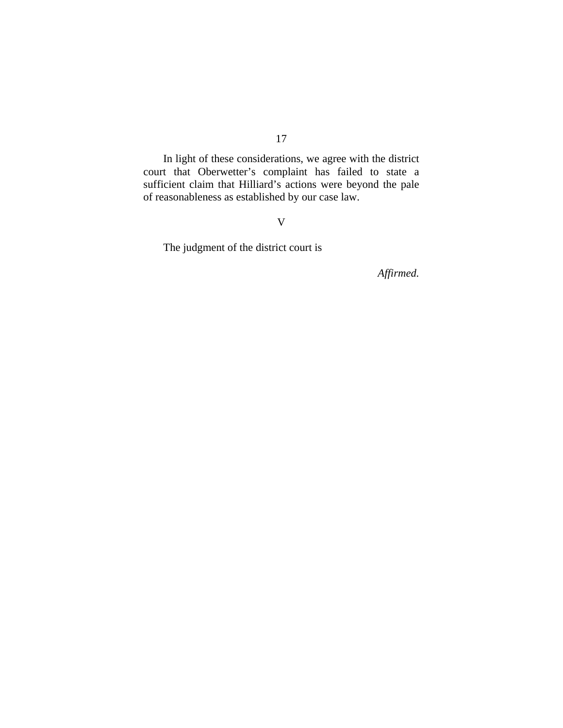In light of these considerations, we agree with the district court that Oberwetter's complaint has failed to state a sufficient claim that Hilliard's actions were beyond the pale of reasonableness as established by our case law.

## V

The judgment of the district court is

*Affirmed.*